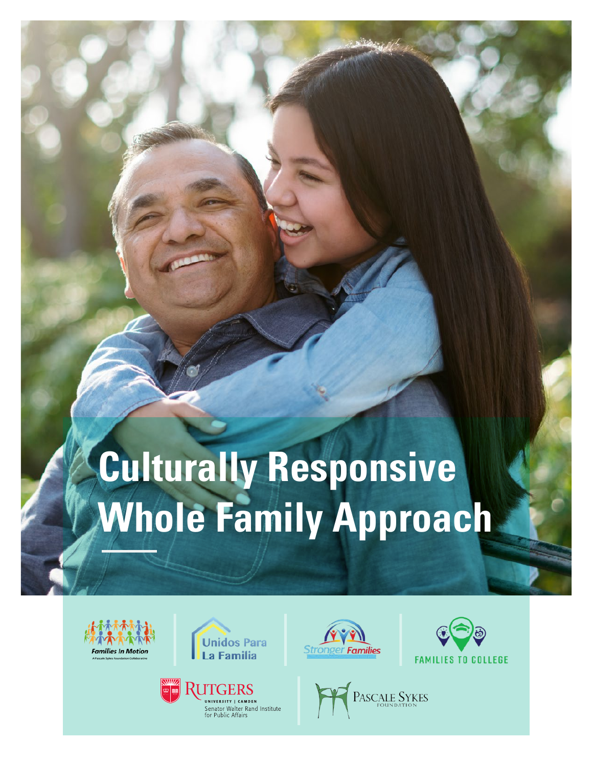# Culturally Responsive Whole Family Approach

Families In Motion — A Pascale Sykes Foundation Collaborative

Unidos Para La Familia

Stronger Families

FAMILIES TO COLLEGE

RUTGERS UNIVERSITY | CAMDEN — Senator Walter Rand Institute for Public Affairs

PASCALE SYKES FOUNDATION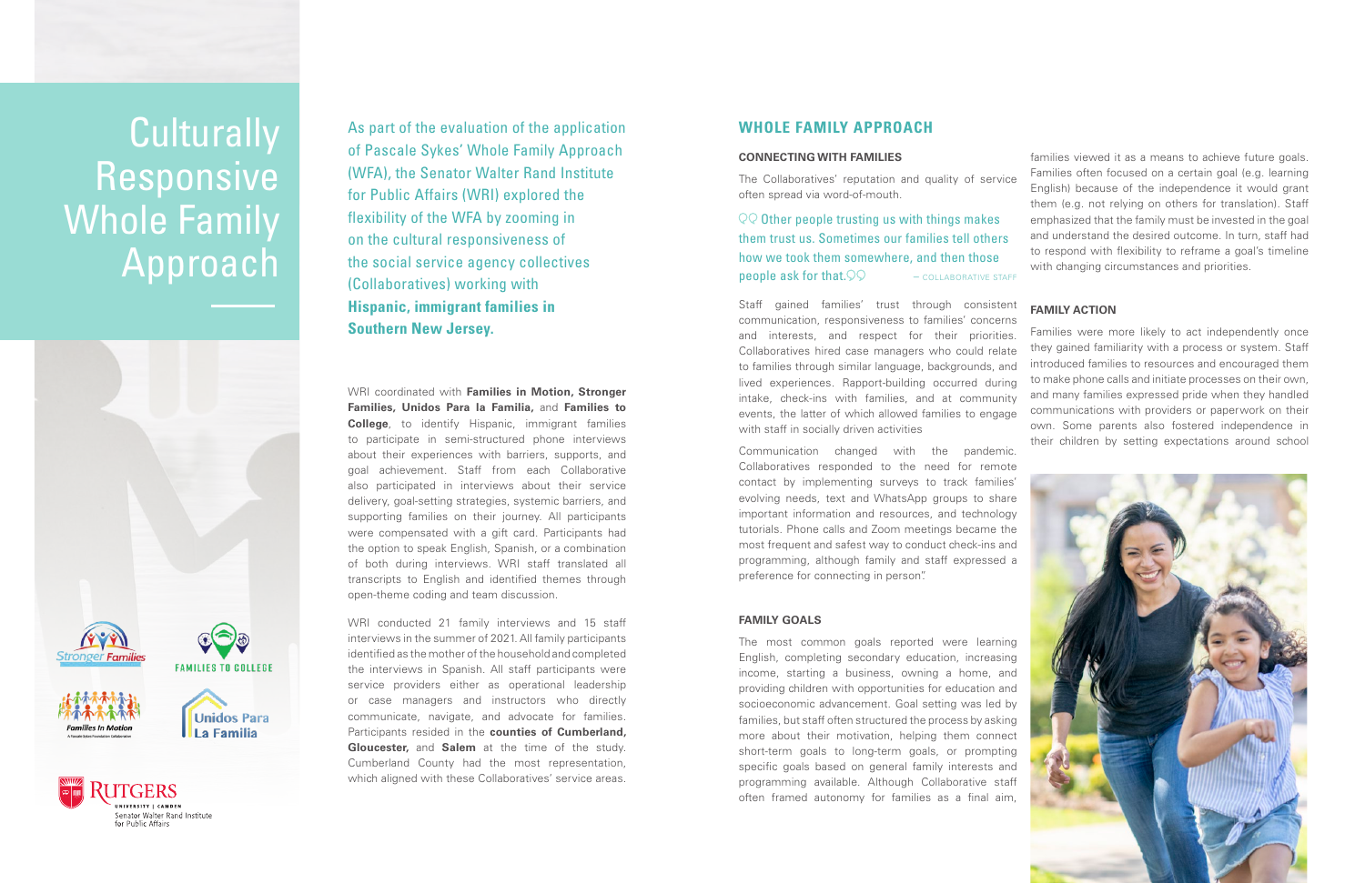# Culturally Responsive Whole Family Approach

As part of the evaluation of the application of Pascale Sykes' Whole Family Approach (WFA), the Senator Walter Rand Institute for Public Affairs (WRI) explored the flexibility of the WFA by zooming in on the cultural responsiveness of the social service agency collectives (Collaboratives) working with **Hispanic, immigrant families in Southern New Jersey.**

WRI coordinated with **Families in Motion, Stronger Families, Unidos Para la Familia,** and **Families to College**, to identify Hispanic, immigrant families to participate in semi-structured phone interviews about their experiences with barriers, supports, and goal achievement. Staff from each Collaborative also participated in interviews about their service delivery, goal-setting strategies, systemic barriers, and supporting families on their journey. All participants were compensated with a gift card. Participants had the option to speak English, Spanish, or a combination of both during interviews. WRI staff translated all transcripts to English and identified themes through open-theme coding and team discussion.

WRI conducted 21 family interviews and 15 staff interviews in the summer of 2021. All family participants identified as the mother of the household and completed the interviews in Spanish. All staff participants were service providers either as operational leadership or case managers and instructors who directly communicate, navigate, and advocate for families. Participants resided in the **counties of Cumberland, Gloucester,** and **Salem** at the time of the study. Cumberland County had the most representation, which aligned with these Collaboratives' service areas.

## WHOLE FAMILY APPROACH

### CONNECTING WITH FAMILIES

The Collaboratives' reputation and quality of service often spread via word-of-mouth.

> Other people trusting us with things makes them trust us. Sometimes our families tell others how we took them somewhere, and then those people ask for that.
>
> — COLLABORATIVE STAFF

Staff gained families' trust through consistent communication, responsiveness to families' concerns and interests, and respect for their priorities. Collaboratives hired case managers who could relate to families through similar language, backgrounds, and lived experiences. Rapport-building occurred during intake, check-ins with families, and at community events, the latter of which allowed families to engage with staff in socially driven activities

Communication changed with the pandemic. Collaboratives responded to the need for remote contact by implementing surveys to track families' evolving needs, text and WhatsApp groups to share important information and resources, and technology tutorials. Phone calls and Zoom meetings became the most frequent and safest way to conduct check-ins and programming, although family and staff expressed a preference for connecting in person".

### FAMILY GOALS

The most common goals reported were learning English, completing secondary education, increasing income, starting a business, owning a home, and providing children with opportunities for education and socioeconomic advancement. Goal setting was led by families, but staff often structured the process by asking more about their motivation, helping them connect short-term goals to long-term goals, or prompting specific goals based on general family interests and programming available. Although Collaborative staff often framed autonomy for families as a final aim, families viewed it as a means to achieve future goals. Families often focused on a certain goal (e.g. learning English) because of the independence it would grant them (e.g. not relying on others for translation). Staff emphasized that the family must be invested in the goal and understand the desired outcome. In turn, staff had to respond with flexibility to reframe a goal's timeline with changing circumstances and priorities.

### FAMILY ACTION

Families were more likely to act independently once they gained familiarity with a process or system. Staff introduced families to resources and encouraged them to make phone calls and initiate processes on their own, and many families expressed pride when they handled communications with providers or paperwork on their own. Some parents also fostered independence in their children by setting expectations around school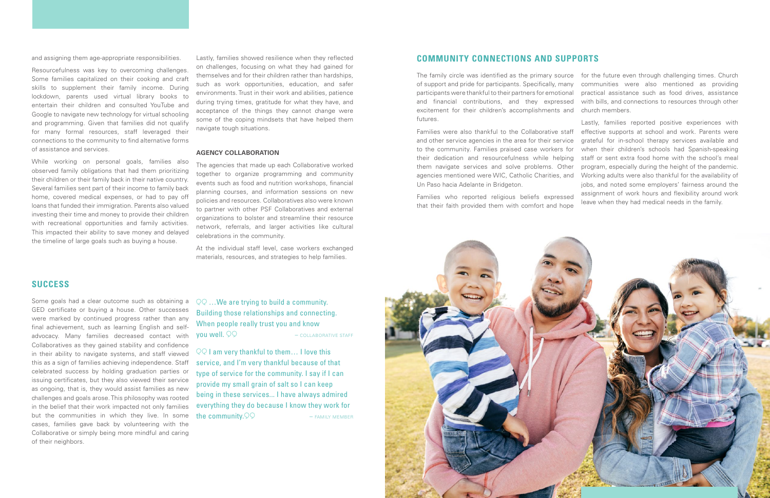and assigning them age-appropriate responsibilities.

Resourcefulness was key to overcoming challenges. Some families capitalized on their cooking and craft skills to supplement their family income. During lockdown, parents used virtual library books to entertain their children and consulted YouTube and Google to navigate new technology for virtual schooling and programming. Given that families did not qualify for many formal resources, staff leveraged their connections to the community to find alternative forms of assistance and services.

While working on personal goals, families also observed family obligations that had them prioritizing their children or their family back in their native country. Several families sent part of their income to family back home, covered medical expenses, or had to pay off loans that funded their immigration. Parents also valued investing their time and money to provide their children with recreational opportunities and family activities. This impacted their ability to save money and delayed the timeline of large goals such as buying a house.

Lastly, families showed resilience when they reflected on challenges, focusing on what they had gained for themselves and for their children rather than hardships, such as work opportunities, education, and safer environments. Trust in their work and abilities, patience during trying times, gratitude for what they have, and acceptance of the things they cannot change were some of the coping mindsets that have helped them navigate tough situations.

### AGENCY COLLABORATION

The agencies that made up each Collaborative worked together to organize programming and community events such as food and nutrition workshops, financial planning courses, and information sessions on new policies and resources. Collaboratives also were known to partner with other PSF Collaboratives and external organizations to bolster and streamline their resource network, referrals, and larger activities like cultural celebrations in the community.

At the individual staff level, case workers exchanged materials, resources, and strategies to help families.

## SUCCESS

Some goals had a clear outcome such as obtaining a GED certificate or buying a house. Other successes were marked by continued progress rather than any final achievement, such as learning English and self-advocacy. Many families decreased contact with Collaboratives as they gained stability and confidence in their ability to navigate systems, and staff viewed this as a sign of families achieving independence. Staff celebrated success by holding graduation parties or issuing certificates, but they also viewed their service as ongoing, that is, they would assist families as new challenges and goals arose. This philosophy was rooted in the belief that their work impacted not only families but the communities in which they live. In some cases, families gave back by volunteering with the Collaborative or simply being more mindful and caring of their neighbors.

> "…We are trying to build a community. Building those relationships and connecting. When people really trust you and know you well." — COLLABORATIVE STAFF

> "I am very thankful to them… I love this service, and I'm very thankful because of that type of service for the community. I say if I can provide my small grain of salt so I can keep being in these services... I have always admired everything they do because I know they work for the community." — FAMILY MEMBER

## COMMUNITY CONNECTIONS AND SUPPORTS

The family circle was identified as the primary source of support and pride for participants. Specifically, many participants were thankful to their partners for emotional and financial contributions, and they expressed excitement for their children's accomplishments and futures.

Families were also thankful to the Collaborative staff and other service agencies in the area for their service to the community. Families praised case workers for their dedication and resourcefulness while helping them navigate services and solve problems. Other agencies mentioned were WIC, Catholic Charities, and Un Paso hacia Adelante in Bridgeton.

Families who reported religious beliefs expressed that their faith provided them with comfort and hope for the future even through challenging times. Church communities were also mentioned as providing practical assistance such as food drives, assistance with bills, and connections to resources through other church members.

Lastly, families reported positive experiences with effective supports at school and work. Parents were grateful for in-school therapy services available and when their children's schools had Spanish-speaking staff or sent extra food home with the school's meal program, especially during the height of the pandemic. Working adults were also thankful for the availability of jobs, and noted some employers' fairness around the assignment of work hours and flexibility around work leave when they had medical needs in the family.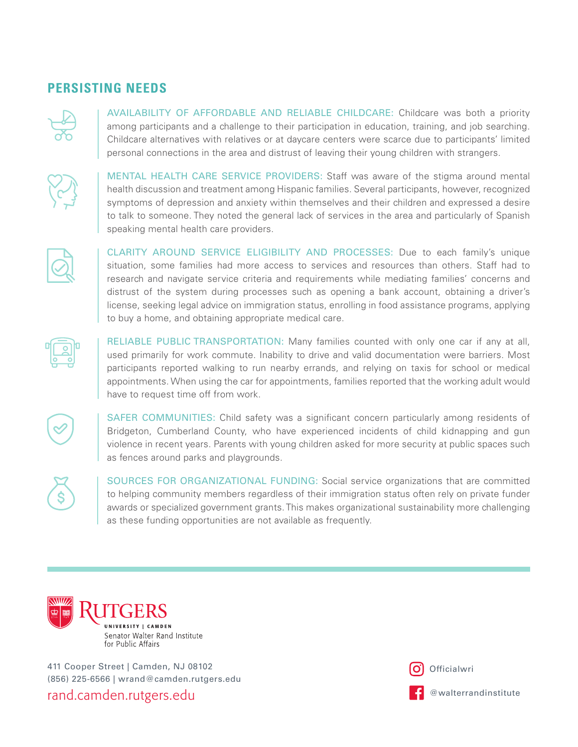## PERSISTING NEEDS

**AVAILABILITY OF AFFORDABLE AND RELIABLE CHILDCARE:** Childcare was both a priority among participants and a challenge to their participation in education, training, and job searching. Childcare alternatives with relatives or at daycare centers were scarce due to participants' limited personal connections in the area and distrust of leaving their young children with strangers.

**MENTAL HEALTH CARE SERVICE PROVIDERS:** Staff was aware of the stigma around mental health discussion and treatment among Hispanic families. Several participants, however, recognized symptoms of depression and anxiety within themselves and their children and expressed a desire to talk to someone. They noted the general lack of services in the area and particularly of Spanish speaking mental health care providers.

**CLARITY AROUND SERVICE ELIGIBILITY AND PROCESSES:** Due to each family's unique situation, some families had more access to services and resources than others. Staff had to research and navigate service criteria and requirements while mediating families' concerns and distrust of the system during processes such as opening a bank account, obtaining a driver's license, seeking legal advice on immigration status, enrolling in food assistance programs, applying to buy a home, and obtaining appropriate medical care.

**RELIABLE PUBLIC TRANSPORTATION:** Many families counted with only one car if any at all, used primarily for work commute. Inability to drive and valid documentation were barriers. Most participants reported walking to run nearby errands, and relying on taxis for school or medical appointments. When using the car for appointments, families reported that the working adult would have to request time off from work.

**SAFER COMMUNITIES:** Child safety was a significant concern particularly among residents of Bridgeton, Cumberland County, who have experienced incidents of child kidnapping and gun violence in recent years. Parents with young children asked for more security at public spaces such as fences around parks and playgrounds.

**SOURCES FOR ORGANIZATIONAL FUNDING:** Social service organizations that are committed to helping community members regardless of their immigration status often rely on private funder awards or specialized government grants. This makes organizational sustainability more challenging as these funding opportunities are not available as frequently.

---

RUTGERS
UNIVERSITY | CAMDEN
Senator Walter Rand Institute for Public Affairs

411 Cooper Street | Camden, NJ 08102
(856) 225-6566 | wrand@camden.rutgers.edu
rand.camden.rutgers.edu

Officialwri
@walterrandinstitute